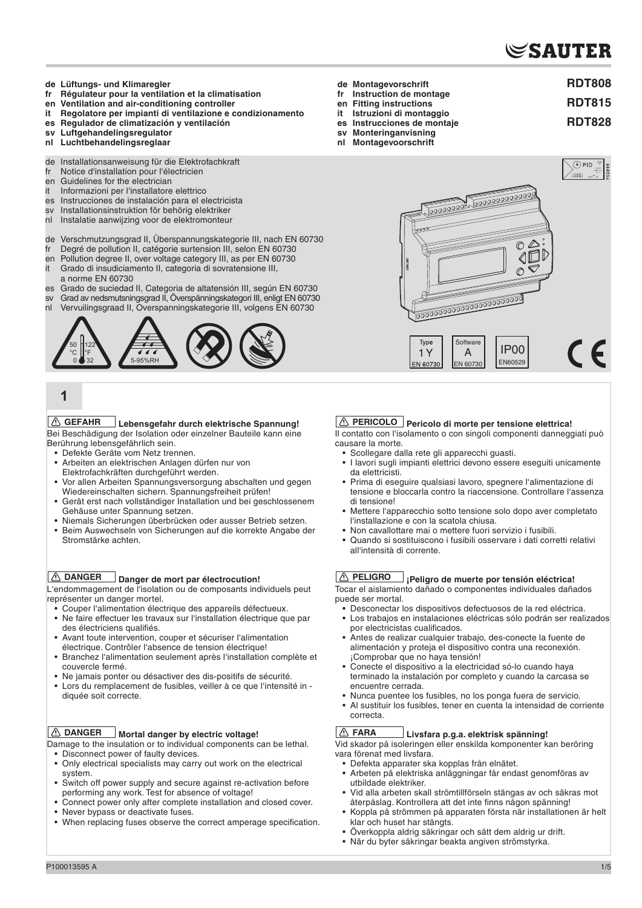SAUTER

- de Lüftungs- und Klimaregler
- fr Régulateur pour la ventilation et la climatisation
- en Ventilation and air-conditioning controller
- it Regolatore per impianti di ventilazione e condizionamento
- es Regulador de climatización y ventilación
- sv Luftgehandelingsregulator
- nl Luchtbehandelingsreglaar

- de Montagevorschrift
- fr Instruction de montage
- en Fitting instructions
- it Istruzioni di montaggio
- es Instrucciones de montaje
- sv Monteringanvisning
- nl Montagevoorschrift

**RDT808**
**RDT815**
**RDT828**

- de Installationsanweisung für die Elektrofachkraft
- fr Notice d'installation pour l'électricien
- en Guidelines for the electrician
- it Informazioni per l'installatore elettrico
- es Instrucciones de instalación para el electricista
- sv Installationsinstruktion för behörig elektriker
- nl Instalatie aanwijzing voor de elektromonteur

- de Verschmutzungsgrad II, Überspannungskategorie III, nach EN 60730
- fr Degré de pollution II, catégorie surtension III, selon EN 60730
- en Pollution degree II, over voltage category III, as per EN 60730
- it Grado di insudiciamento II, categoria di sovratensione III, a norme EN 60730
- es Grado de suciedad II, Categoria de altatensión III, según EN 60730
- sv Grad av nedsmutsningsgrad II, Överspänningskategori III, enligt EN 60730
- nl Vervuilingsgraad II, Overspanningskategorie III, volgens EN 60730

50 °C 122 °F 0 32 · 5-95%RH

Type 1 Y EN 60730 · Software A EN 60730 · IP00 EN60529 · CE

## 1

**⚠ GEFAHR** **Lebensgefahr durch elektrische Spannung!**
Bei Beschädigung der Isolation oder einzelner Bauteile kann eine Berührung lebensgefährlich sein.
- Defekte Geräte vom Netz trennen.
- Arbeiten an elektrischen Anlagen dürfen nur von Elektrofachkräften durchgeführt werden.
- Vor allen Arbeiten Spannungsversorgung abschalten und gegen Wiedereinschalten sichern. Spannungsfreiheit prüfen!
- Gerät erst nach vollständiger Installation und bei geschlossenem Gehäuse unter Spannung setzen.
- Niemals Sicherungen überbrücken oder ausser Betrieb setzen.
- Beim Auswechseln von Sicherungen auf die korrekte Angabe der Stromstärke achten.

**⚠ DANGER** **Danger de mort par électrocution!**
L'endommagement de l'isolation ou de composants individuels peut représenter un danger mortel.
- Couper l'alimentation électrique des appareils défectueux.
- Ne faire effectuer les travaux sur l'installation électrique que par des électriciens qualifiés.
- Avant toute intervention, couper et sécuriser l'alimentation électrique. Contrôler l'absence de tension électrique!
- Branchez l'alimentation seulement après l'installation complète et couvercle fermé.
- Ne jamais ponter ou désactiver des dis-positifs de sécurité.
- Lors du remplacement de fusibles, veiller à ce que l'intensité in - diquée soit correcte.

**⚠ DANGER** **Mortal danger by electric voltage!**
Damage to the insulation or to individual components can be lethal.
- Disconnect power of faulty devices.
- Only electrical specialists may carry out work on the electrical system.
- Switch off power supply and secure against re-activation before performing any work. Test for absence of voltage!
- Connect power only after complete installation and closed cover.
- Never bypass or deactivate fuses.
- When replacing fuses observe the correct amperage specification.

**⚠ PERICOLO** **Pericolo di morte per tensione elettrica!**
Il contatto con l'isolamento o con singoli componenti danneggiati può causare la morte.
- Scollegare dalla rete gli apparecchi guasti.
- I lavori sugli impianti elettrici devono essere eseguiti unicamente da elettricisti.
- Prima di eseguire qualsiasi lavoro, spegnere l'alimentazione di tensione e bloccarla contro la riaccensione. Controllare l'assenza di tensione!
- Mettere l'apparecchio sotto tensione solo dopo aver completato l'installazione e con la scatola chiusa.
- Non cavallottare mai o mettere fuori servizio i fusibili.
- Quando si sostituiscono i fusibili osservare i dati corretti relativi all'intensità di corrente.

**⚠ PELIGRO** **¡Peligro de muerte por tensión eléctrica!**
Tocar el aislamiento dañado o componentes individuales dañados puede ser mortal.
- Desconectar los dispositivos defectuosos de la red eléctrica.
- Los trabajos en instalaciones eléctricas sólo podrán ser realizados por electricistas cualificados.
- Antes de realizar cualquier trabajo, des-conecte la fuente de alimentación y proteja el dispositivo contra una reconexión. ¡Comprobar que no haya tensión!
- Conecte el dispositivo a la electricidad só-lo cuando haya terminado la instalación por completo y cuando la carcasa se encuentre cerrada.
- Nunca puentee los fusibles, no los ponga fuera de servicio.
- Al sustituir los fusibles, tener en cuenta la intensidad de corriente correcta.

**⚠ FARA** **Livsfara p.g.a. elektrisk spänning!**
Vid skador på isoleringen eller enskilda komponenter kan beröring vara förenat med livsfara.
- Defekta apparater ska kopplas från elnätet.
- Arbeten på elektriska anläggningar får endast genomföras av utbildade elektriker.
- Vid alla arbeten skall strömtillförseln stängas av och säkras mot återpåslag. Kontrollera att det inte finns någon spänning!
- Koppla på strömmen på apparaten första när installationen är helt klar och huset har stängts.
- Överkoppla aldrig säkringar och sätt dem aldrig ur drift.
- När du byter säkringar beakta angiven strömstyrka.

P100013595 A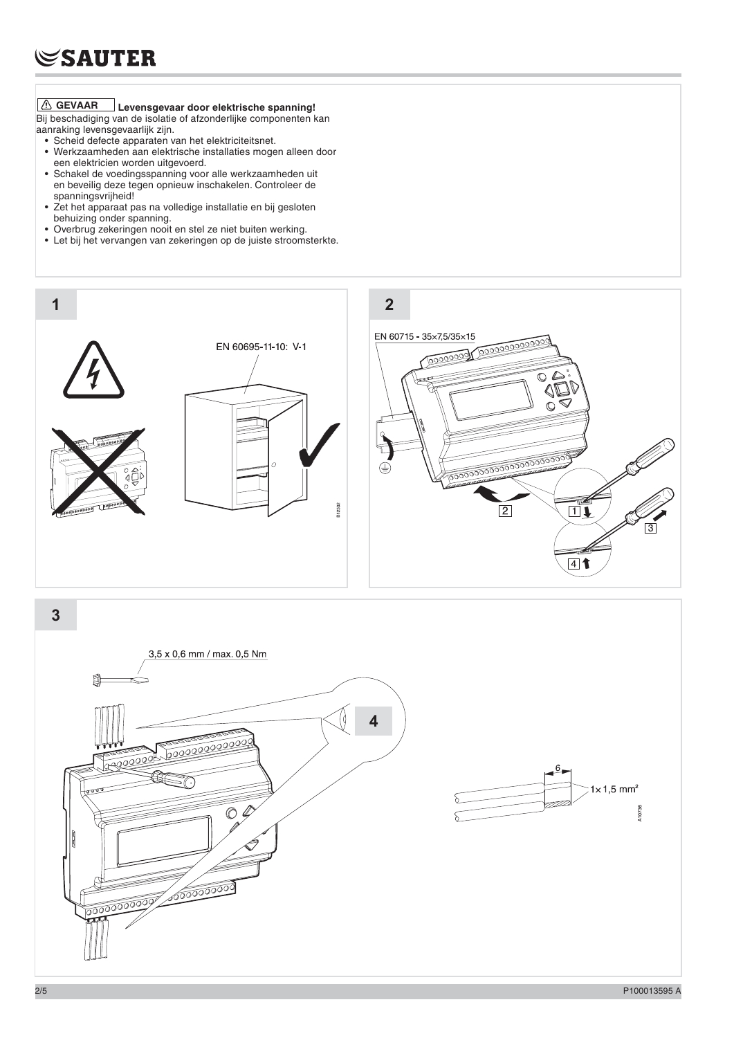⚠ **GEVAAR** **Levensgevaar door elektrische spanning!**

Bij beschadiging van de isolatie of afzonderlijke componenten kan aanraking levensgevaarlijk zijn.

- Scheid defecte apparaten van het elektriciteitsnet.
- Werkzaamheden aan elektrische installaties mogen alleen door een elektricien worden uitgevoerd.
- Schakel de voedingsspanning voor alle werkzaamheden uit en beveilig deze tegen opnieuw inschakelen. Controleer de spanningsvrijheid!
- Zet het apparaat pas na volledige installatie en bij gesloten behuizing onder spanning.
- Overbrug zekeringen nooit en stel ze niet buiten werking.
- Let bij het vervangen van zekeringen op de juiste stroomsterkte.

**1**

EN 60695-11-10: V-1

**2**

EN 60715 - 35×7,5/35×15

1 2 3 4

**3**

3,5 x 0,6 mm / max. 0,5 Nm

**4**

6

1× 1,5 mm²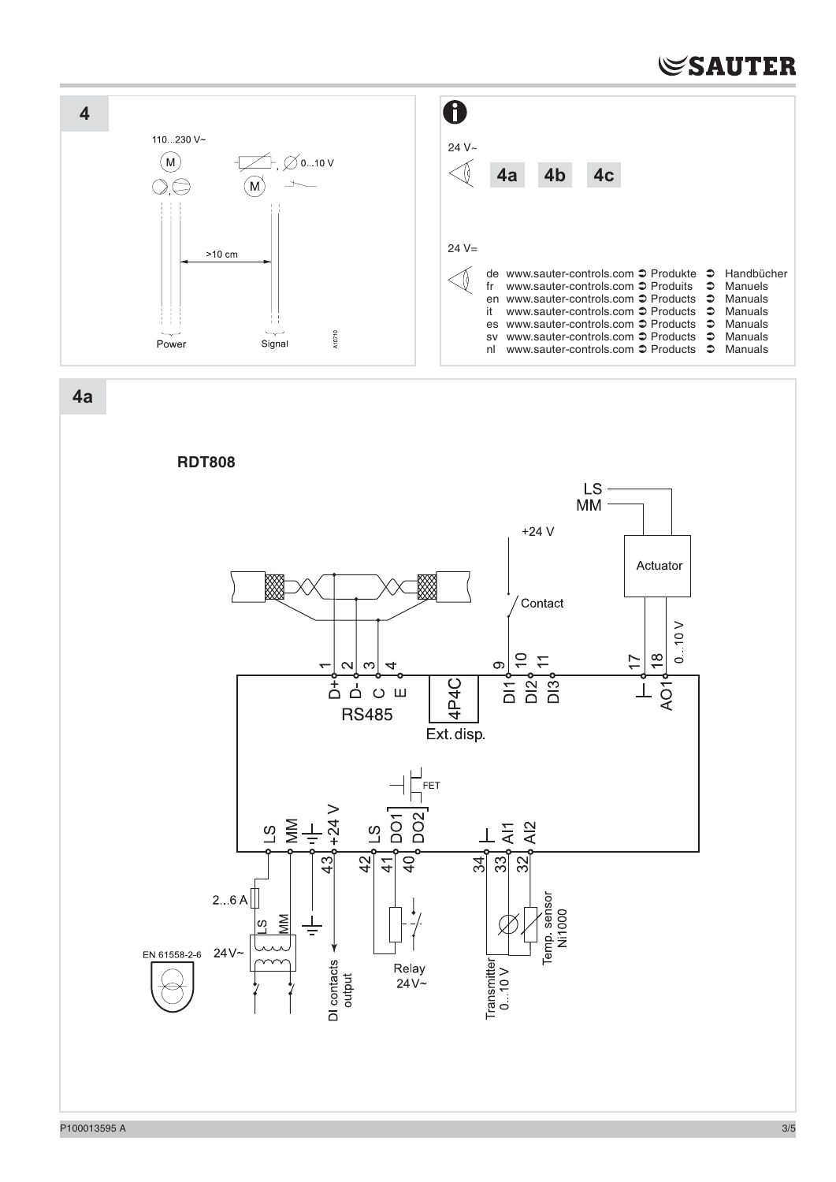## 4

110...230 V~

0...10 V

>10 cm

Power

Signal

A10710

24 V~

**4a** **4b** **4c**

24 V=

de www.sauter-controls.com ➲ Produkte ➲ Handbücher
fr www.sauter-controls.com ➲ Produits ➲ Manuels
en www.sauter-controls.com ➲ Products ➲ Manuals
it www.sauter-controls.com ➲ Products ➲ Manuals
es www.sauter-controls.com ➲ Products ➲ Manuals
sv www.sauter-controls.com ➲ Products ➲ Manuals
nl www.sauter-controls.com ➲ Products ➲ Manuals

## 4a

**RDT808**

LS
MM
Actuator
+24 V
Contact
0...10 V

1 2 3 4 9 10 11 17 18

D+ D- C E

RS485

4P4C

Ext. disp.

DI1 DI2 DI3 AO1

FET

LS MM +24 V LS DO1 DO2 AI1 AI2

43 42 41 40 34 33 32

2...6 A

LS MM

EN 61558-2-6 24V~

DI contacts output

Relay 24V~

Transmitter 0...10 V

Temp. sensor Ni1000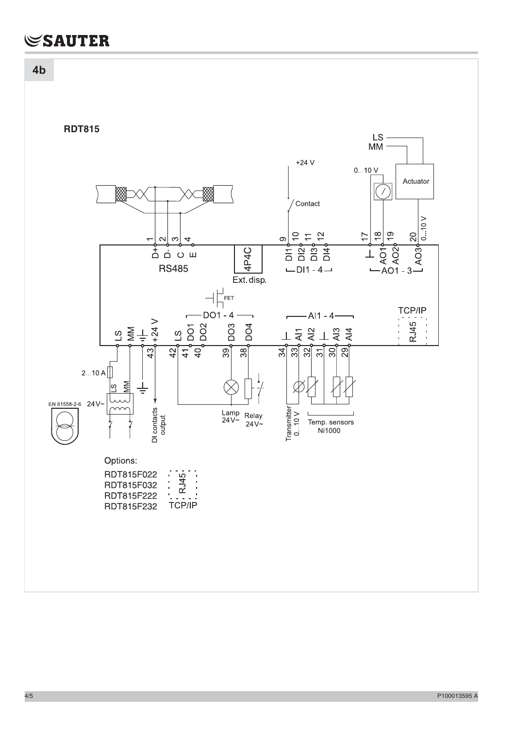# 4b

**RDT815**

LS
MM
Actuator
+24 V
0...10 V
Contact
0...10 V

1 2 3 4
D+ D- C E
RS485

4P4C
Ext. disp.

9 10 11 12
DI1 DI2 DI3 DI4
DI1 - 4

17 18 19 20
⊥ AO1 AO2 AO3
AO1 - 3

FET

DO1 - 4

AI1 - 4

TCP/IP
RJ45

LS MM ⊥ +24 V LS DO1 DO2 DO3 DO4 ⊥ AI1 AI2 ⊥ AI3 AI4

43 42 41 40 39 38 34 33 32 31 30 29

2...10 A

LS MM

EN 61558-2-6 24V~

DI contacts output

Lamp 24V~

Relay 24V~

Transmitter 0...10 V

Temp. sensors Ni1000

Options:

RDT815F022
RDT815F032
RDT815F222
RDT815F232

RJ45
TCP/IP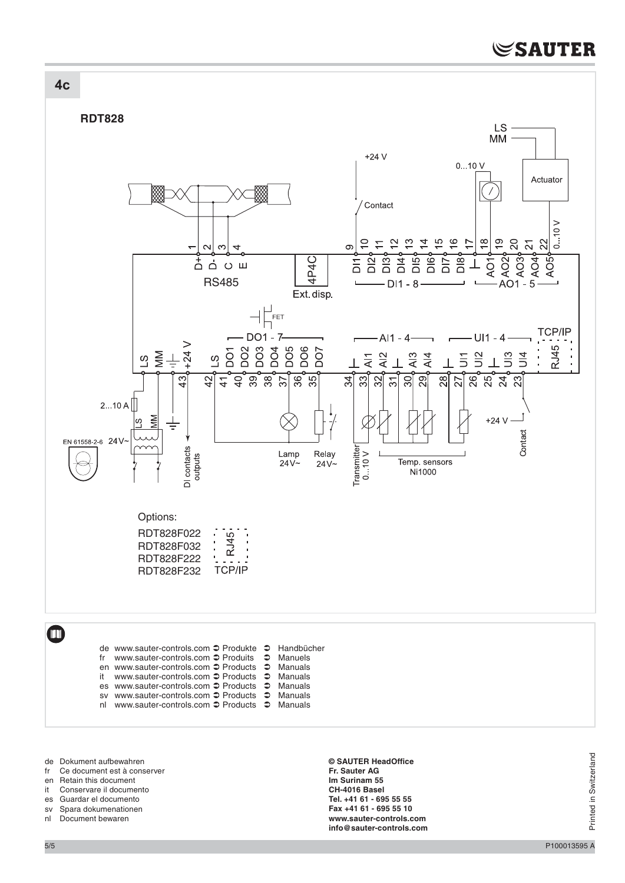## 4c

### RDT828

LS
MM

+24 V

0...10 V

Actuator

Contact

0...10 V

1 2 3 4

D+ D- C E

RS485

4P4C

Ext. disp.

9 10 11 12 13 14 15 16 17 18 19 20 21 22

DI1 DI2 DI3 DI4 DI5 DI6 DI7 DI8 ⊥ AO1 AO2 AO3 AO4 AO5

DI1 - 8

AO1 - 5

FET

DO1 - 7

AI1 - 4

UI1 - 4

TCP/IP

LS MM +24 V LS DO1 DO2 DO3 DO4 DO5 DO6 DO7 ⊥ AI1 AI2 ⊥ AI3 AI4 ⊥ UI1 UI2 ⊥ UI3 UI4

RJ45

43 42 41 40 39 38 37 36 35 34 33 32 31 30 29 28 27 26 25 24 23

2...10 A

LS MM

EN 61558-2-6 24V~

DI contacts outputs

Lamp 24V~

Relay 24V~

Transmitter 0...10 V

Temp. sensors Ni1000

+24 V

Contact

Options:

RDT828F022
RDT828F032
RDT828F222
RDT828F232

RJ45
TCP/IP

de www.sauter-controls.com ➲ Produkte ➲ Handbücher
fr www.sauter-controls.com ➲ Produits ➲ Manuels
en www.sauter-controls.com ➲ Products ➲ Manuals
it www.sauter-controls.com ➲ Products ➲ Manuals
es www.sauter-controls.com ➲ Products ➲ Manuals
sv www.sauter-controls.com ➲ Products ➲ Manuals
nl www.sauter-controls.com ➲ Products ➲ Manuals

de Dokument aufbewahren
fr Ce document est à conserver
en Retain this document
it Conservare il documento
es Guardar el documento
sv Spara dokumenationen
nl Document bewaren

**© SAUTER HeadOffice**
**Fr. Sauter AG**
**Im Surinam 55**
**CH-4016 Basel**
**Tel. +41 61 - 695 55 55**
**Fax +41 61 - 695 55 10**
**www.sauter-controls.com**
**info@sauter-controls.com**

Printed in Switzerland

P100013595 A